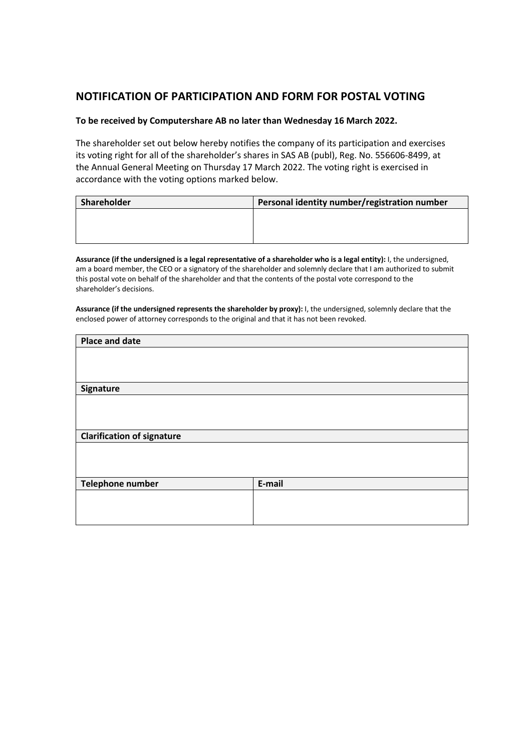## NOTIFICATION OF PARTICIPATION AND FORM FOR POSTAL VOTING

**To be received by Computershare AB no later than Wednesday 16 March 2022.**

The shareholder set out below hereby notifies the company of its participation and exercises its voting right for all of the shareholder's shares in SAS AB (publ), Reg. No. 556606-8499, at the Annual General Meeting on Thursday 17 March 2022. The voting right is exercised in accordance with the voting options marked below.

| Shareholder | Personal identity number/registration number |
|---|---|
| | |

**Assurance (if the undersigned is a legal representative of a shareholder who is a legal entity):** I, the undersigned, am a board member, the CEO or a signatory of the shareholder and solemnly declare that I am authorized to submit this postal vote on behalf of the shareholder and that the contents of the postal vote correspond to the shareholder's decisions.

**Assurance (if the undersigned represents the shareholder by proxy):** I, the undersigned, solemnly declare that the enclosed power of attorney corresponds to the original and that it has not been revoked.

| Place and date | |
|---|---|
| | |
| **Signature** | |
| | |
| **Clarification of signature** | |
| | |
| **Telephone number** | **E-mail** |
| | |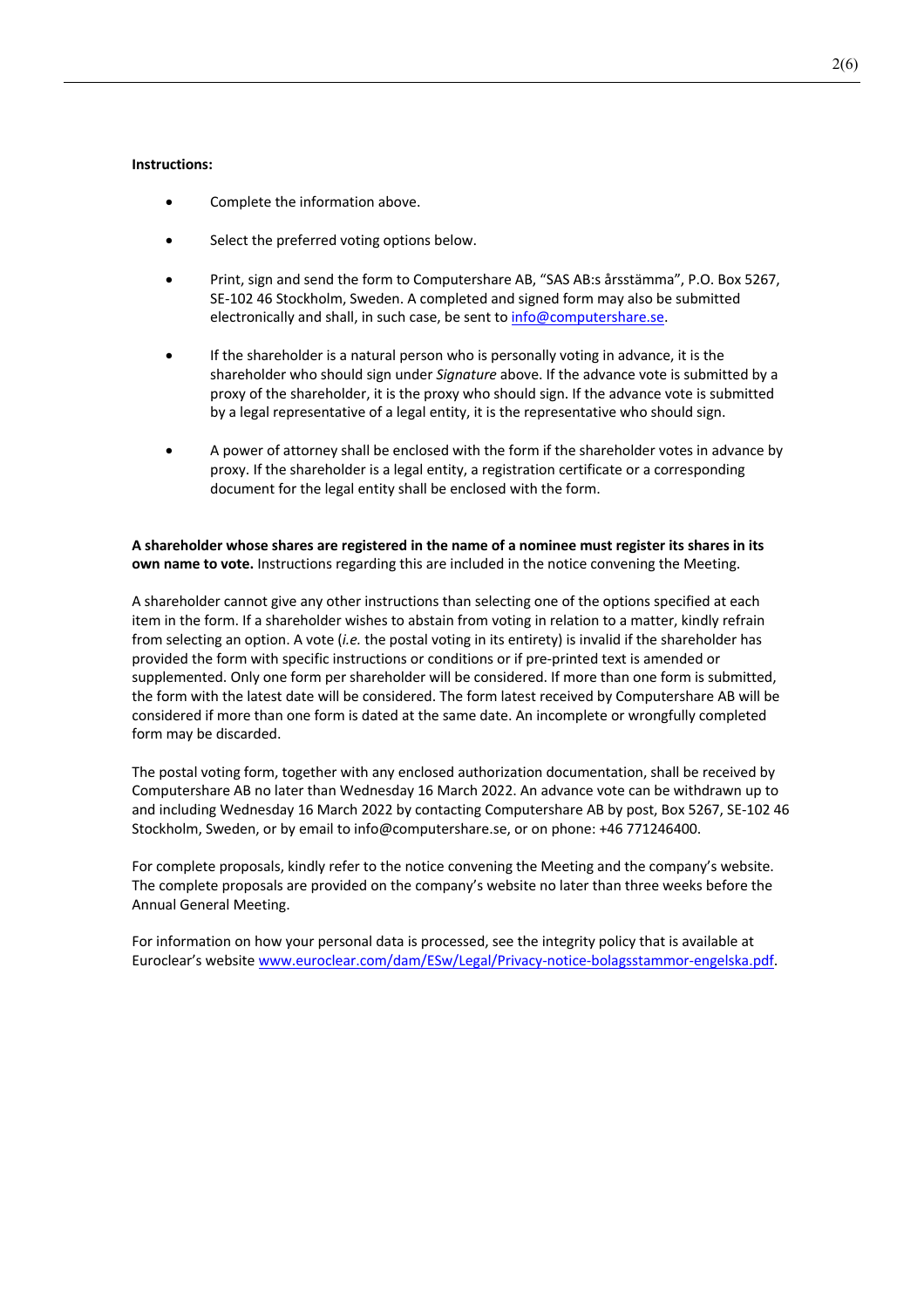**Instructions:**

- Complete the information above.
- Select the preferred voting options below.
- Print, sign and send the form to Computershare AB, "SAS AB:s årsstämma", P.O. Box 5267, SE-102 46 Stockholm, Sweden. A completed and signed form may also be submitted electronically and shall, in such case, be sent to info@computershare.se.
- If the shareholder is a natural person who is personally voting in advance, it is the shareholder who should sign under *Signature* above. If the advance vote is submitted by a proxy of the shareholder, it is the proxy who should sign. If the advance vote is submitted by a legal representative of a legal entity, it is the representative who should sign.
- A power of attorney shall be enclosed with the form if the shareholder votes in advance by proxy. If the shareholder is a legal entity, a registration certificate or a corresponding document for the legal entity shall be enclosed with the form.

**A shareholder whose shares are registered in the name of a nominee must register its shares in its own name to vote.** Instructions regarding this are included in the notice convening the Meeting.

A shareholder cannot give any other instructions than selecting one of the options specified at each item in the form. If a shareholder wishes to abstain from voting in relation to a matter, kindly refrain from selecting an option. A vote (*i.e.* the postal voting in its entirety) is invalid if the shareholder has provided the form with specific instructions or conditions or if pre-printed text is amended or supplemented. Only one form per shareholder will be considered. If more than one form is submitted, the form with the latest date will be considered. The form latest received by Computershare AB will be considered if more than one form is dated at the same date. An incomplete or wrongfully completed form may be discarded.

The postal voting form, together with any enclosed authorization documentation, shall be received by Computershare AB no later than Wednesday 16 March 2022. An advance vote can be withdrawn up to and including Wednesday 16 March 2022 by contacting Computershare AB by post, Box 5267, SE-102 46 Stockholm, Sweden, or by email to info@computershare.se, or on phone: +46 771246400.

For complete proposals, kindly refer to the notice convening the Meeting and the company's website. The complete proposals are provided on the company's website no later than three weeks before the Annual General Meeting.

For information on how your personal data is processed, see the integrity policy that is available at Euroclear's website www.euroclear.com/dam/ESw/Legal/Privacy-notice-bolagsstammor-engelska.pdf.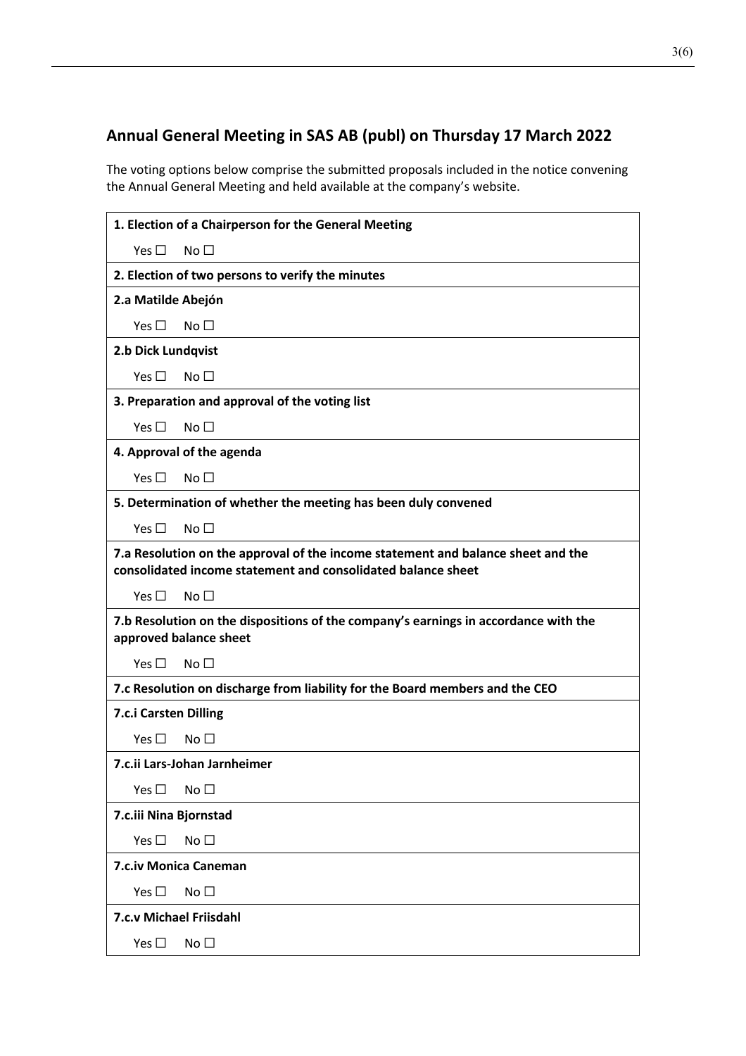## Annual General Meeting in SAS AB (publ) on Thursday 17 March 2022

The voting options below comprise the submitted proposals included in the notice convening the Annual General Meeting and held available at the company's website.

| **1. Election of a Chairperson for the General Meeting** |
|---|
| Yes ☐ No ☐ |
| **2. Election of two persons to verify the minutes** |
| **2.a Matilde Abejón** |
| Yes ☐ No ☐ |
| **2.b Dick Lundqvist** |
| Yes ☐ No ☐ |
| **3. Preparation and approval of the voting list** |
| Yes ☐ No ☐ |
| **4. Approval of the agenda** |
| Yes ☐ No ☐ |
| **5. Determination of whether the meeting has been duly convened** |
| Yes ☐ No ☐ |
| **7.a Resolution on the approval of the income statement and balance sheet and the consolidated income statement and consolidated balance sheet** |
| Yes ☐ No ☐ |
| **7.b Resolution on the dispositions of the company's earnings in accordance with the approved balance sheet** |
| Yes ☐ No ☐ |
| **7.c Resolution on discharge from liability for the Board members and the CEO** |
| **7.c.i Carsten Dilling** |
| Yes ☐ No ☐ |
| **7.c.ii Lars-Johan Jarnheimer** |
| Yes ☐ No ☐ |
| **7.c.iii Nina Bjornstad** |
| Yes ☐ No ☐ |
| **7.c.iv Monica Caneman** |
| Yes ☐ No ☐ |
| **7.c.v Michael Friisdahl** |
| Yes ☐ No ☐ |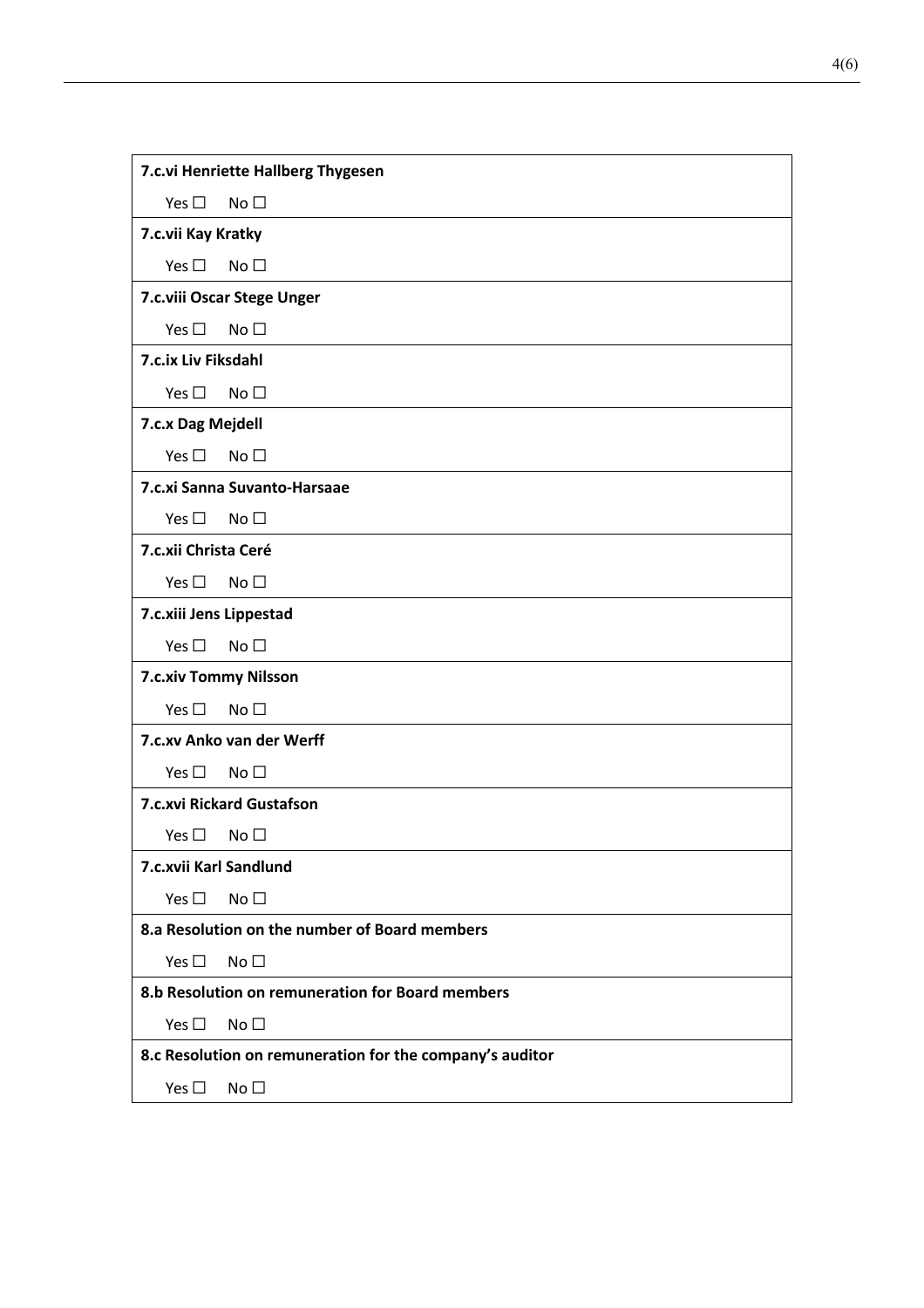| **7.c.vi Henriette Hallberg Thygesen** |
| --- |
| Yes ☐ No ☐ |
| **7.c.vii Kay Kratky** |
| Yes ☐ No ☐ |
| **7.c.viii Oscar Stege Unger** |
| Yes ☐ No ☐ |
| **7.c.ix Liv Fiksdahl** |
| Yes ☐ No ☐ |
| **7.c.x Dag Mejdell** |
| Yes ☐ No ☐ |
| **7.c.xi Sanna Suvanto-Harsaae** |
| Yes ☐ No ☐ |
| **7.c.xii Christa Ceré** |
| Yes ☐ No ☐ |
| **7.c.xiii Jens Lippestad** |
| Yes ☐ No ☐ |
| **7.c.xiv Tommy Nilsson** |
| Yes ☐ No ☐ |
| **7.c.xv Anko van der Werff** |
| Yes ☐ No ☐ |
| **7.c.xvi Rickard Gustafson** |
| Yes ☐ No ☐ |
| **7.c.xvii Karl Sandlund** |
| Yes ☐ No ☐ |
| **8.a Resolution on the number of Board members** |
| Yes ☐ No ☐ |
| **8.b Resolution on remuneration for Board members** |
| Yes ☐ No ☐ |
| **8.c Resolution on remuneration for the company's auditor** |
| Yes ☐ No ☐ |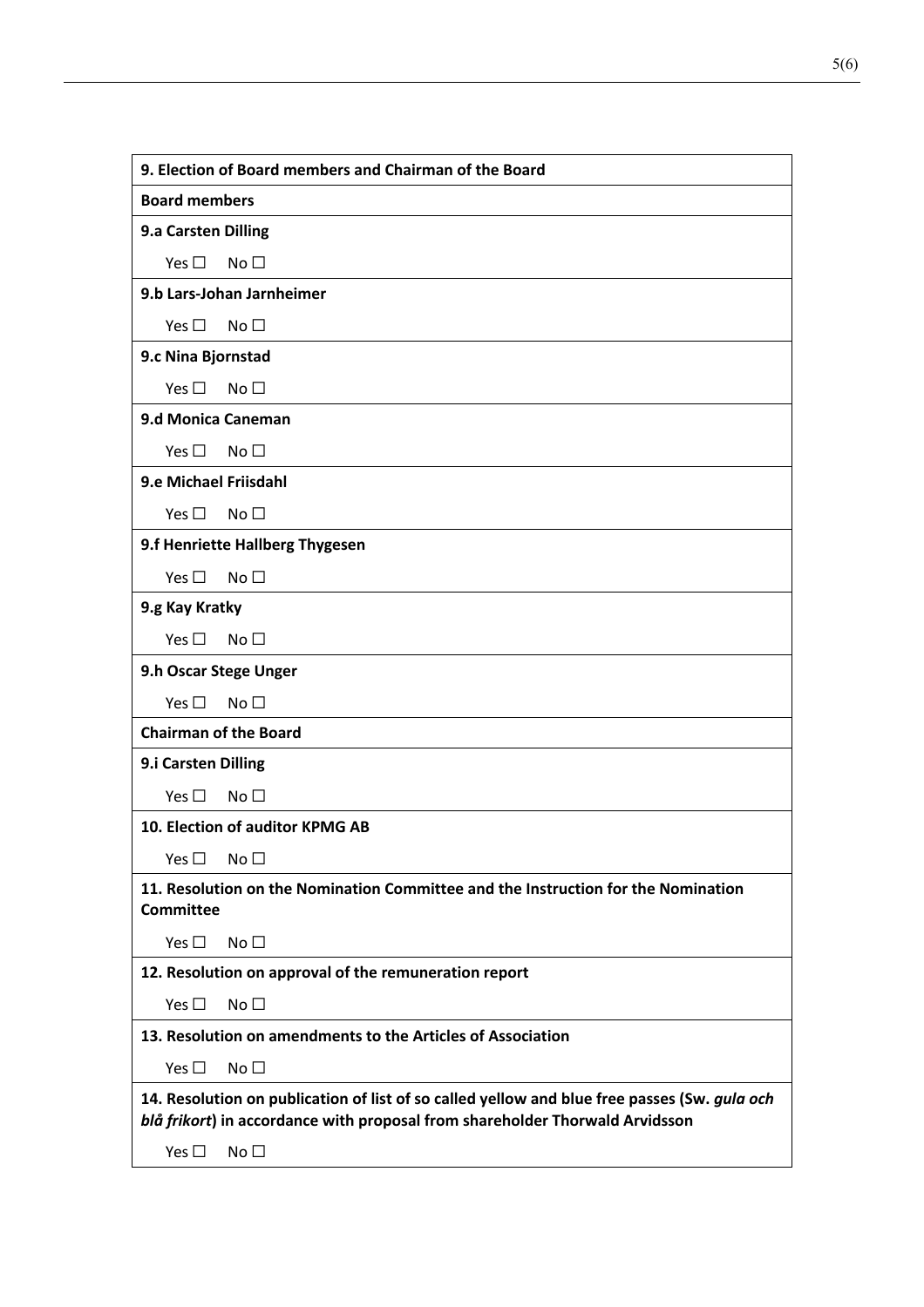| **9. Election of Board members and Chairman of the Board** |
|---|
| **Board members** |
| **9.a Carsten Dilling** |
| Yes ☐ No ☐ |
| **9.b Lars-Johan Jarnheimer** |
| Yes ☐ No ☐ |
| **9.c Nina Bjornstad** |
| Yes ☐ No ☐ |
| **9.d Monica Caneman** |
| Yes ☐ No ☐ |
| **9.e Michael Friisdahl** |
| Yes ☐ No ☐ |
| **9.f Henriette Hallberg Thygesen** |
| Yes ☐ No ☐ |
| **9.g Kay Kratky** |
| Yes ☐ No ☐ |
| **9.h Oscar Stege Unger** |
| Yes ☐ No ☐ |
| **Chairman of the Board** |
| **9.i Carsten Dilling** |
| Yes ☐ No ☐ |
| **10. Election of auditor KPMG AB** |
| Yes ☐ No ☐ |
| **11. Resolution on the Nomination Committee and the Instruction for the Nomination Committee** |
| Yes ☐ No ☐ |
| **12. Resolution on approval of the remuneration report** |
| Yes ☐ No ☐ |
| **13. Resolution on amendments to the Articles of Association** |
| Yes ☐ No ☐ |
| **14. Resolution on publication of list of so called yellow and blue free passes (Sw. *gula och blå frikort*) in accordance with proposal from shareholder Thorwald Arvidsson** |
| Yes ☐ No ☐ |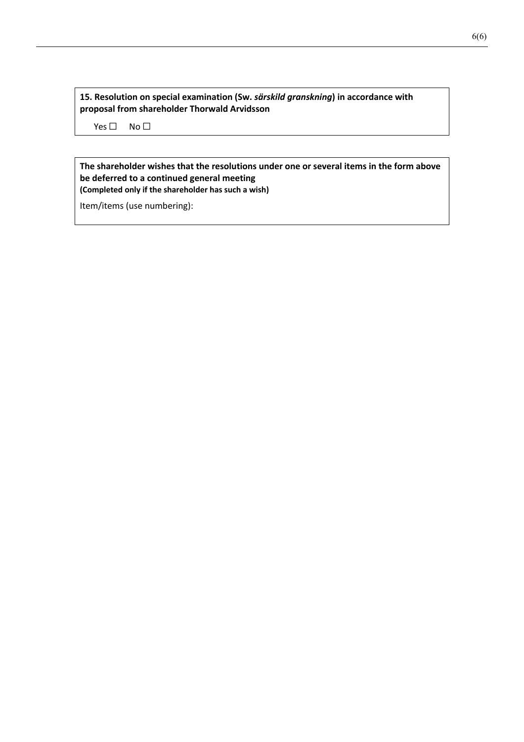**15. Resolution on special examination (Sw. *särskild granskning*) in accordance with proposal from shareholder Thorwald Arvidsson**

Yes ☐ No ☐

**The shareholder wishes that the resolutions under one or several items in the form above be deferred to a continued general meeting**
**(Completed only if the shareholder has such a wish)**

Item/items (use numbering):